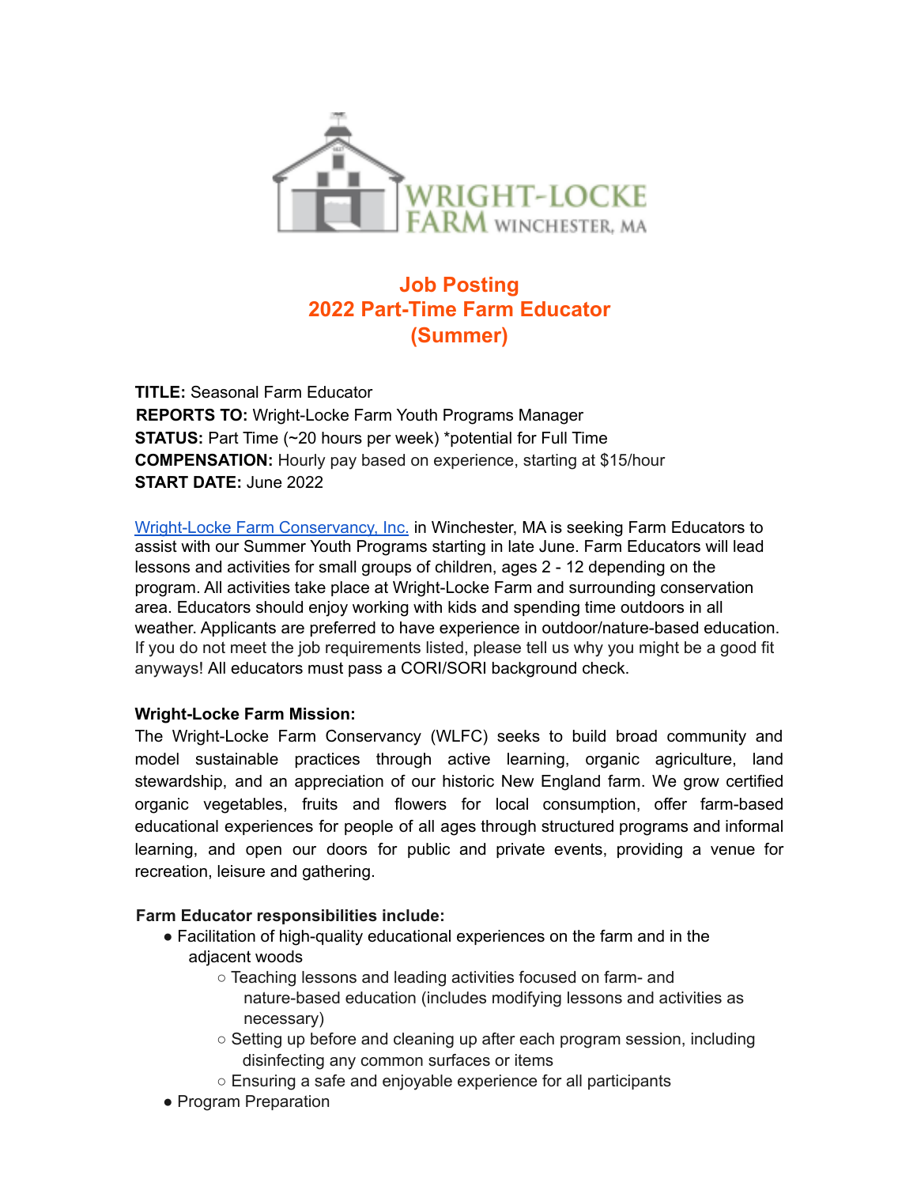WRIGHT-LOCKE FARM WINCHESTER, MA

# Job Posting
# 2022 Part-Time Farm Educator (Summer)

**TITLE:** Seasonal Farm Educator
**REPORTS TO:** Wright-Locke Farm Youth Programs Manager
**STATUS:** Part Time (~20 hours per week) *potential for Full Time
**COMPENSATION:** Hourly pay based on experience, starting at $15/hour
**START DATE:** June 2022

[Wright-Locke Farm Conservancy, Inc.](#) in Winchester, MA is seeking Farm Educators to assist with our Summer Youth Programs starting in late June. Farm Educators will lead lessons and activities for small groups of children, ages 2 - 12 depending on the program. All activities take place at Wright-Locke Farm and surrounding conservation area. Educators should enjoy working with kids and spending time outdoors in all weather. Applicants are preferred to have experience in outdoor/nature-based education. If you do not meet the job requirements listed, please tell us why you might be a good fit anyways! All educators must pass a CORI/SORI background check.

**Wright-Locke Farm Mission:**
The Wright-Locke Farm Conservancy (WLFC) seeks to build broad community and model sustainable practices through active learning, organic agriculture, land stewardship, and an appreciation of our historic New England farm. We grow certified organic vegetables, fruits and flowers for local consumption, offer farm-based educational experiences for people of all ages through structured programs and informal learning, and open our doors for public and private events, providing a venue for recreation, leisure and gathering.

**Farm Educator responsibilities include:**

- Facilitation of high-quality educational experiences on the farm and in the adjacent woods
  - Teaching lessons and leading activities focused on farm- and nature-based education (includes modifying lessons and activities as necessary)
  - Setting up before and cleaning up after each program session, including disinfecting any common surfaces or items
  - Ensuring a safe and enjoyable experience for all participants
- Program Preparation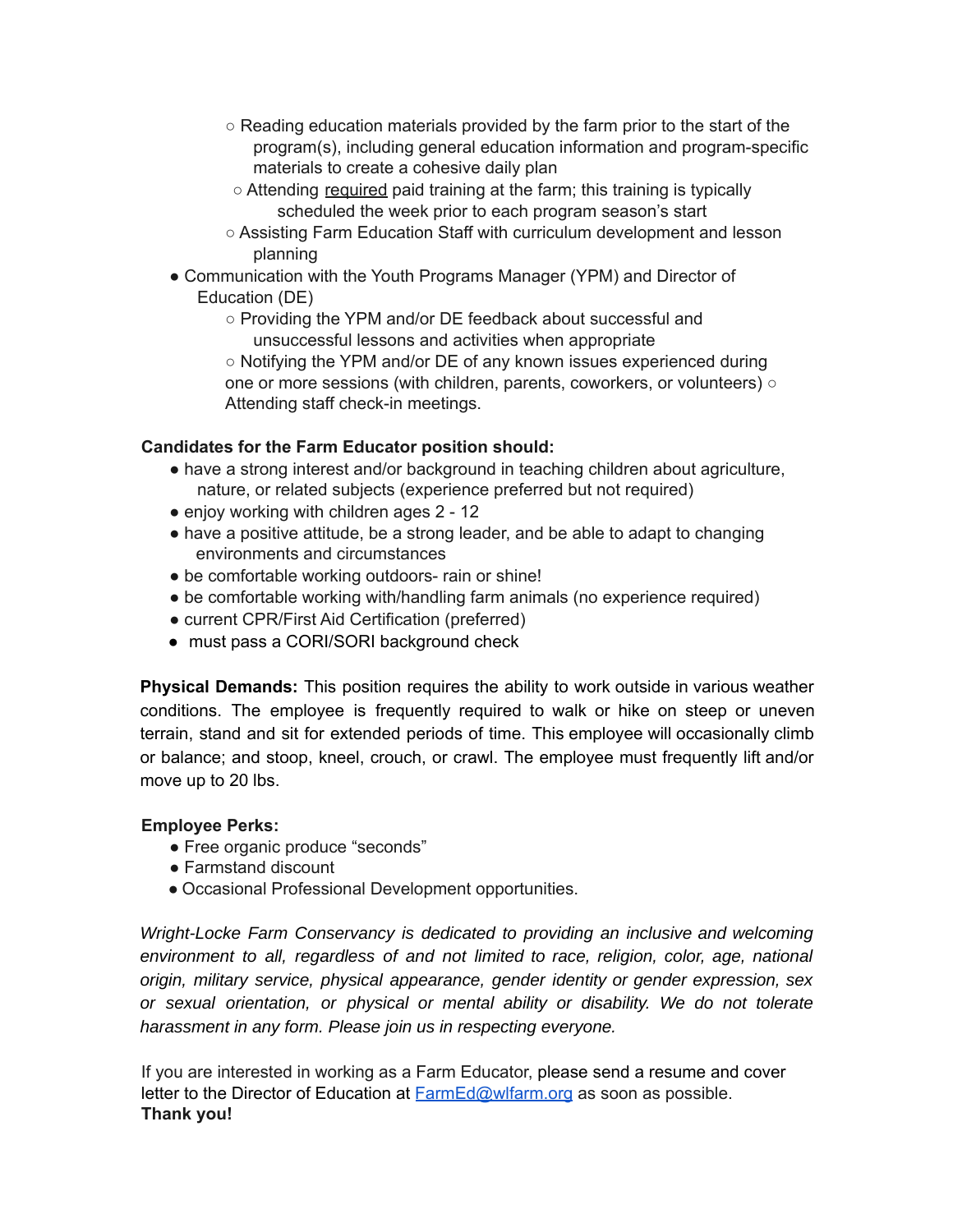- Reading education materials provided by the farm prior to the start of the program(s), including general education information and program-specific materials to create a cohesive daily plan
  - Attending required paid training at the farm; this training is typically scheduled the week prior to each program season's start
  - Assisting Farm Education Staff with curriculum development and lesson planning
- Communication with the Youth Programs Manager (YPM) and Director of Education (DE)
  - Providing the YPM and/or DE feedback about successful and unsuccessful lessons and activities when appropriate
  - Notifying the YPM and/or DE of any known issues experienced during one or more sessions (with children, parents, coworkers, or volunteers)
  - Attending staff check-in meetings.

**Candidates for the Farm Educator position should:**

- have a strong interest and/or background in teaching children about agriculture, nature, or related subjects (experience preferred but not required)
- enjoy working with children ages 2 - 12
- have a positive attitude, be a strong leader, and be able to adapt to changing environments and circumstances
- be comfortable working outdoors- rain or shine!
- be comfortable working with/handling farm animals (no experience required)
- current CPR/First Aid Certification (preferred)
- must pass a CORI/SORI background check

**Physical Demands:** This position requires the ability to work outside in various weather conditions. The employee is frequently required to walk or hike on steep or uneven terrain, stand and sit for extended periods of time. This employee will occasionally climb or balance; and stoop, kneel, crouch, or crawl. The employee must frequently lift and/or move up to 20 lbs.

**Employee Perks:**

- Free organic produce "seconds"
- Farmstand discount
- Occasional Professional Development opportunities.

*Wright-Locke Farm Conservancy is dedicated to providing an inclusive and welcoming environment to all, regardless of and not limited to race, religion, color, age, national origin, military service, physical appearance, gender identity or gender expression, sex or sexual orientation, or physical or mental ability or disability. We do not tolerate harassment in any form. Please join us in respecting everyone.*

If you are interested in working as a Farm Educator, please send a resume and cover letter to the Director of Education at FarmEd@wlfarm.org as soon as possible.
**Thank you!**